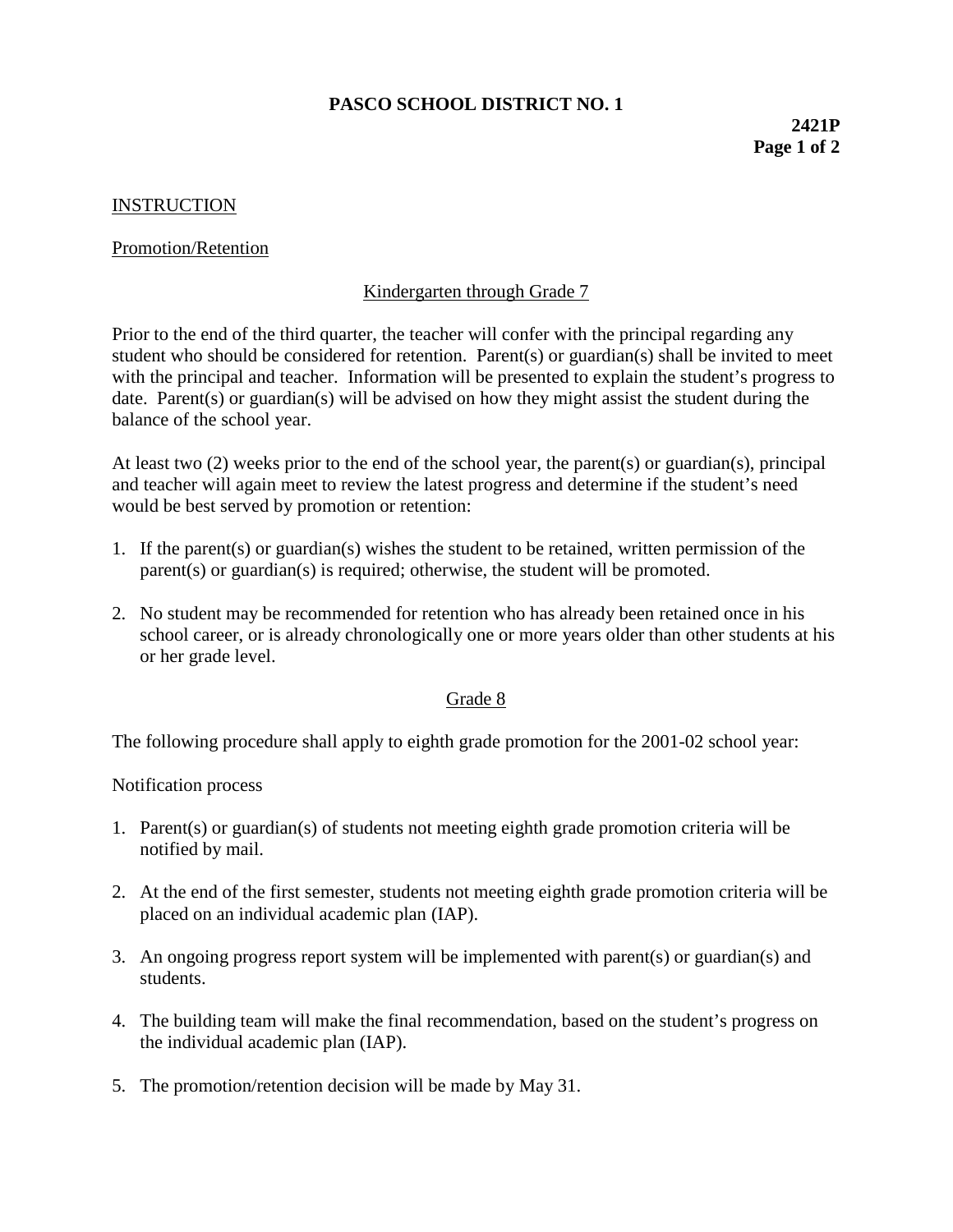# PASCO SCHOOL DISTRICT NO. 1

**2421P**

## INSTRUCTION

### Promotion/Retention

#### Kindergarten through Grade 7

Prior to the end of the third quarter, the teacher will confer with the principal regarding any student who should be considered for retention. Parent(s) or guardian(s) shall be invited to meet with the principal and teacher. Information will be presented to explain the student's progress to date. Parent(s) or guardian(s) will be advised on how they might assist the student during the balance of the school year.

At least two (2) weeks prior to the end of the school year, the parent(s) or guardian(s), principal and teacher will again meet to review the latest progress and determine if the student's need would be best served by promotion or retention:

1. If the parent(s) or guardian(s) wishes the student to be retained, written permission of the parent(s) or guardian(s) is required; otherwise, the student will be promoted.

2. No student may be recommended for retention who has already been retained once in his school career, or is already chronologically one or more years older than other students at his or her grade level.

#### Grade 8

The following procedure shall apply to eighth grade promotion for the 2001-02 school year:

Notification process

1. Parent(s) or guardian(s) of students not meeting eighth grade promotion criteria will be notified by mail.

2. At the end of the first semester, students not meeting eighth grade promotion criteria will be placed on an individual academic plan (IAP).

3. An ongoing progress report system will be implemented with parent(s) or guardian(s) and students.

4. The building team will make the final recommendation, based on the student's progress on the individual academic plan (IAP).

5. The promotion/retention decision will be made by May 31.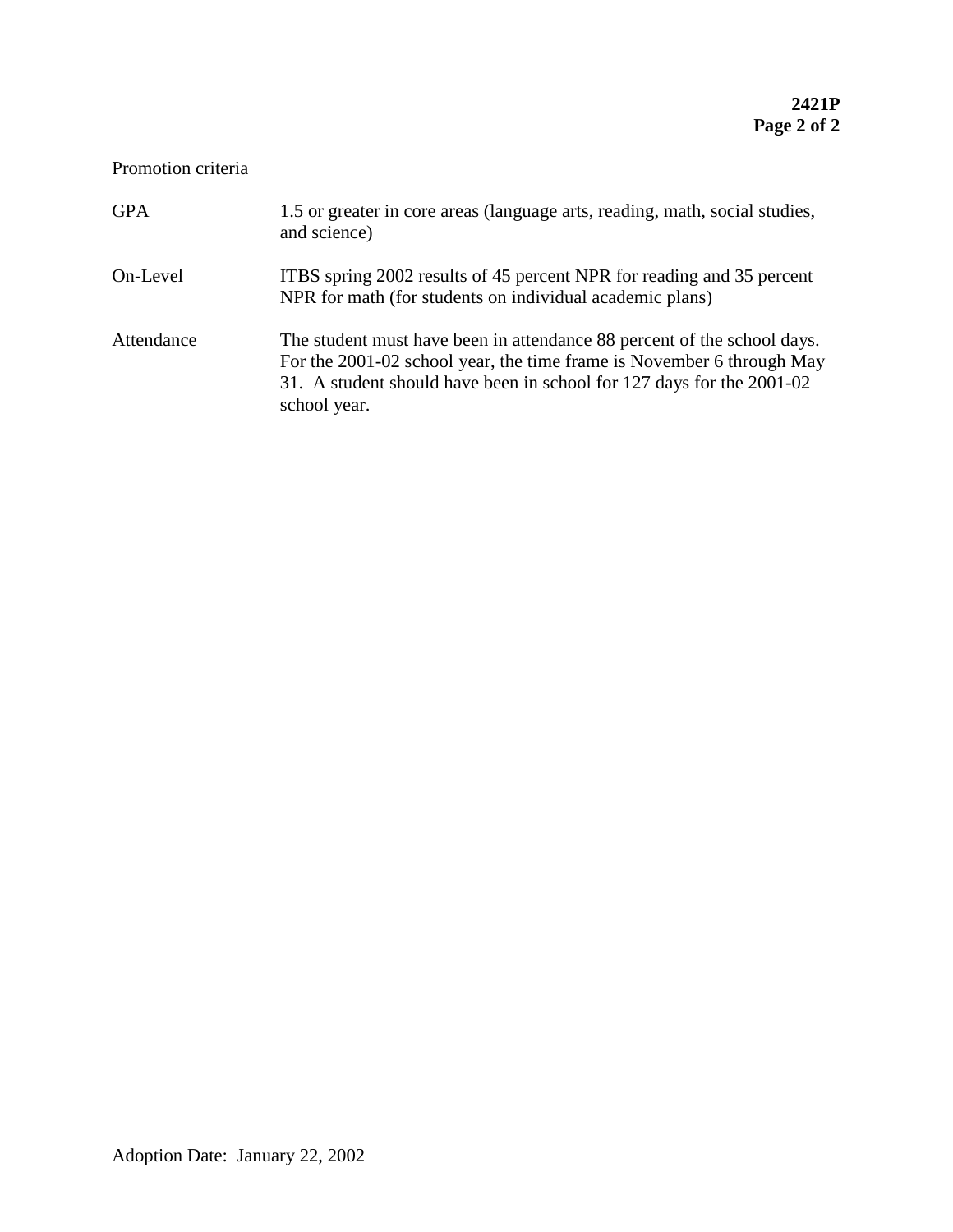Promotion criteria

| | |
|---|---|
| GPA | 1.5 or greater in core areas (language arts, reading, math, social studies, and science) |
| On-Level | ITBS spring 2002 results of 45 percent NPR for reading and 35 percent NPR for math (for students on individual academic plans) |
| Attendance | The student must have been in attendance 88 percent of the school days. For the 2001-02 school year, the time frame is November 6 through May 31. A student should have been in school for 127 days for the 2001-02 school year. |

Adoption Date: January 22, 2002